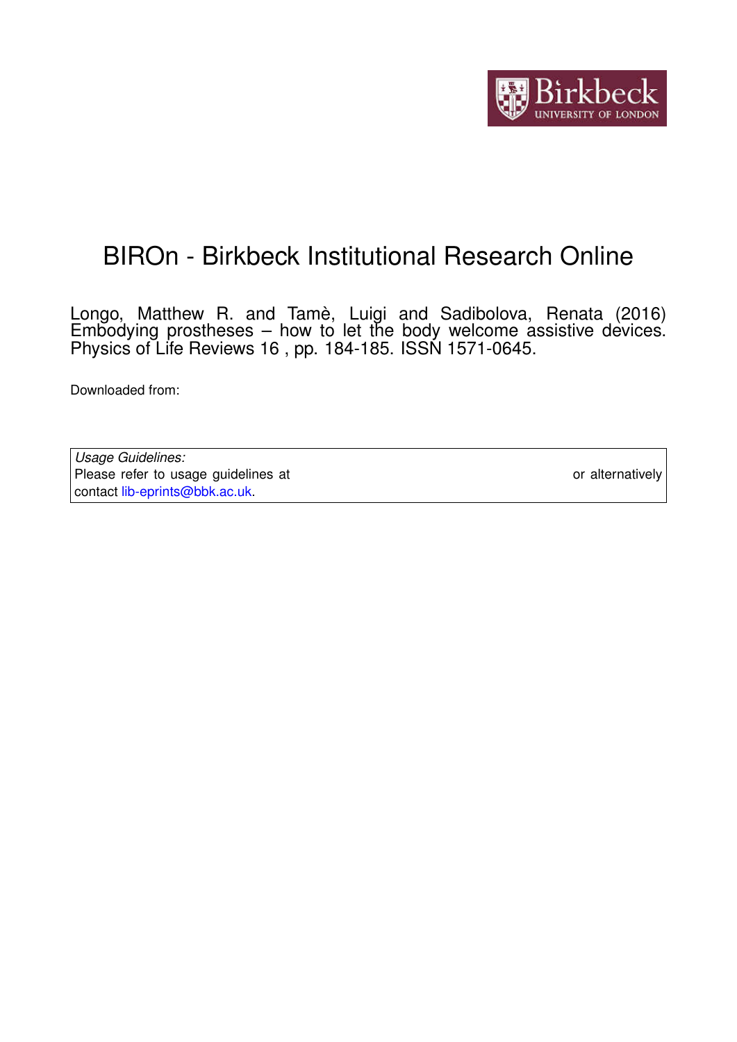# BIROn - Birkbeck Institutional Research Online

Longo, Matthew R. and Tamè, Luigi and Sadibolova, Renata (2016) Embodying prostheses – how to let the body welcome assistive devices. Physics of Life Reviews 16 , pp. 184-185. ISSN 1571-0645.

Downloaded from:

| *Usage Guidelines:* Please refer to usage guidelines at or alternatively contact lib-eprints@bbk.ac.uk. |
|---|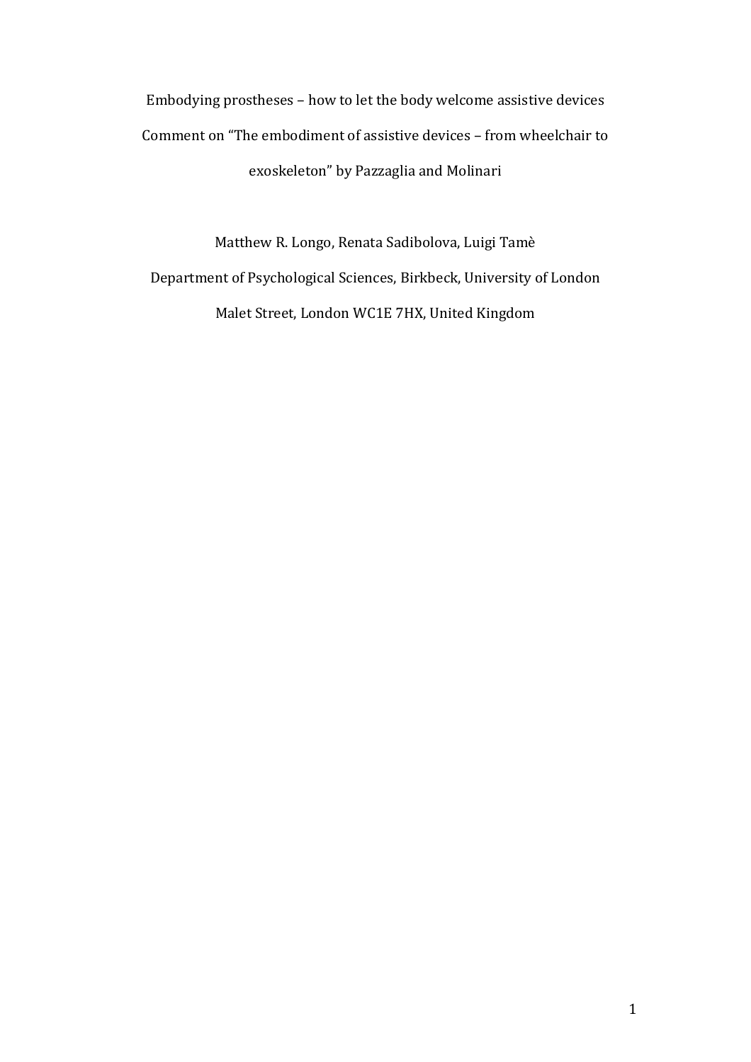Embodying prostheses – how to let the body welcome assistive devices

Comment on "The embodiment of assistive devices – from wheelchair to exoskeleton" by Pazzaglia and Molinari

Matthew R. Longo, Renata Sadibolova, Luigi Tamè

Department of Psychological Sciences, Birkbeck, University of London

Malet Street, London WC1E 7HX, United Kingdom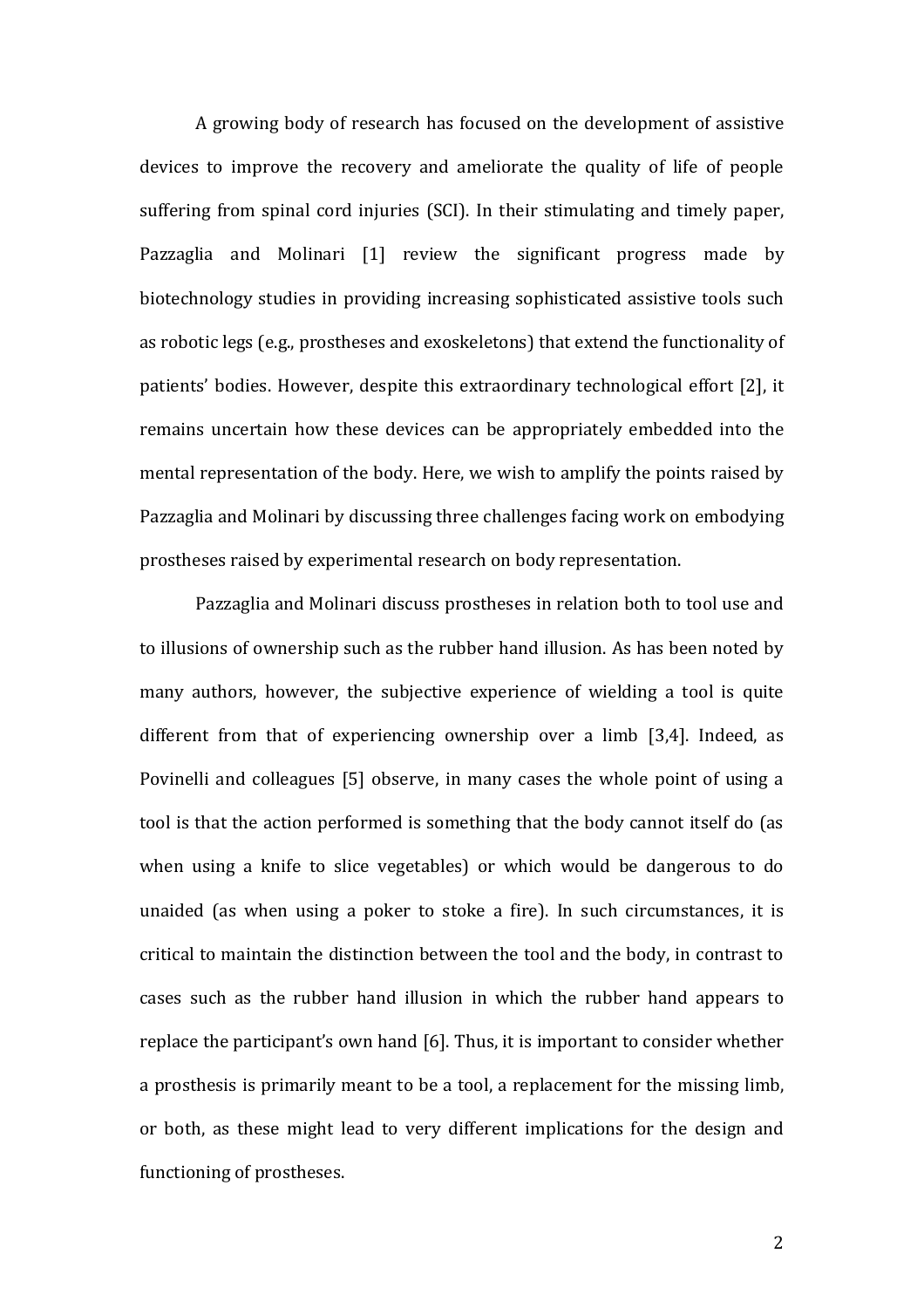A growing body of research has focused on the development of assistive devices to improve the recovery and ameliorate the quality of life of people suffering from spinal cord injuries (SCI). In their stimulating and timely paper, Pazzaglia and Molinari [1] review the significant progress made by biotechnology studies in providing increasing sophisticated assistive tools such as robotic legs (e.g., prostheses and exoskeletons) that extend the functionality of patients' bodies. However, despite this extraordinary technological effort [2], it remains uncertain how these devices can be appropriately embedded into the mental representation of the body. Here, we wish to amplify the points raised by Pazzaglia and Molinari by discussing three challenges facing work on embodying prostheses raised by experimental research on body representation.

Pazzaglia and Molinari discuss prostheses in relation both to tool use and to illusions of ownership such as the rubber hand illusion. As has been noted by many authors, however, the subjective experience of wielding a tool is quite different from that of experiencing ownership over a limb [3,4]. Indeed, as Povinelli and colleagues [5] observe, in many cases the whole point of using a tool is that the action performed is something that the body cannot itself do (as when using a knife to slice vegetables) or which would be dangerous to do unaided (as when using a poker to stoke a fire). In such circumstances, it is critical to maintain the distinction between the tool and the body, in contrast to cases such as the rubber hand illusion in which the rubber hand appears to replace the participant's own hand [6]. Thus, it is important to consider whether a prosthesis is primarily meant to be a tool, a replacement for the missing limb, or both, as these might lead to very different implications for the design and functioning of prostheses.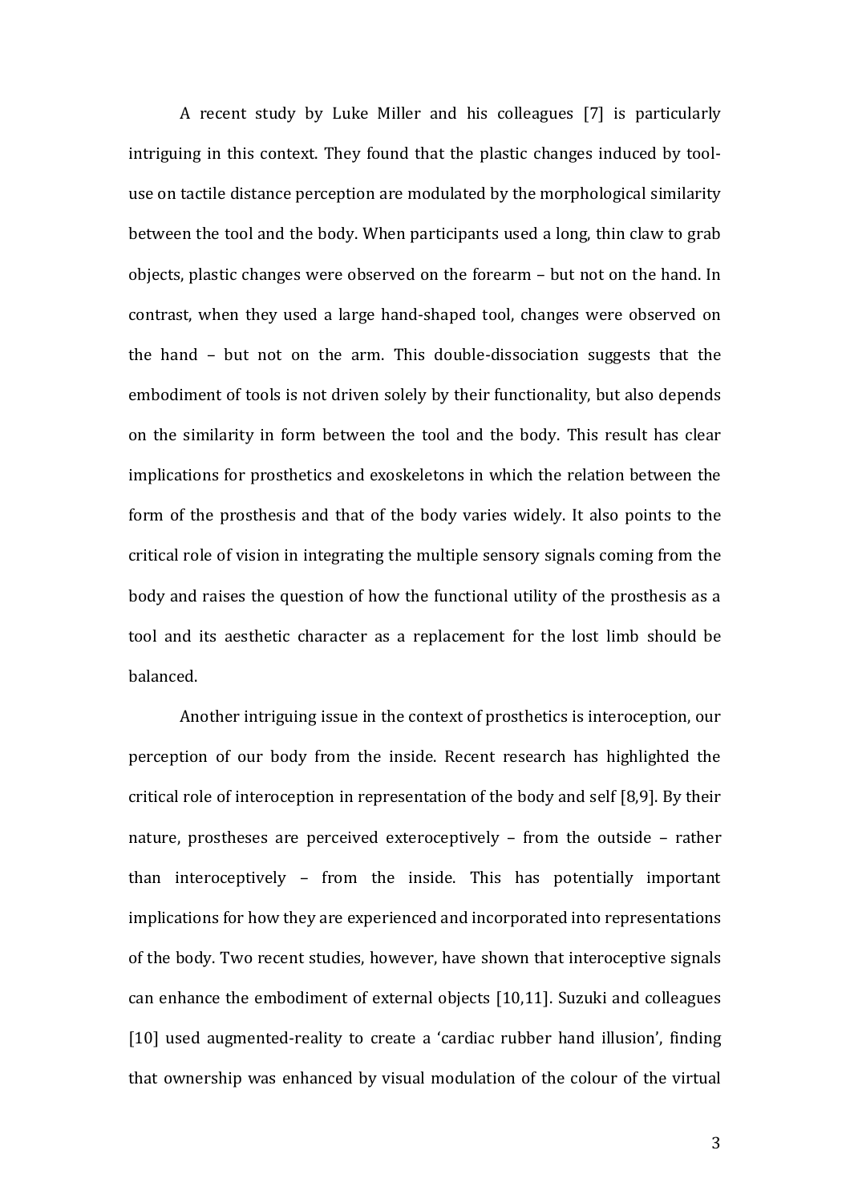A recent study by Luke Miller and his colleagues [7] is particularly intriguing in this context. They found that the plastic changes induced by tool-use on tactile distance perception are modulated by the morphological similarity between the tool and the body. When participants used a long, thin claw to grab objects, plastic changes were observed on the forearm – but not on the hand. In contrast, when they used a large hand-shaped tool, changes were observed on the hand – but not on the arm. This double-dissociation suggests that the embodiment of tools is not driven solely by their functionality, but also depends on the similarity in form between the tool and the body. This result has clear implications for prosthetics and exoskeletons in which the relation between the form of the prosthesis and that of the body varies widely. It also points to the critical role of vision in integrating the multiple sensory signals coming from the body and raises the question of how the functional utility of the prosthesis as a tool and its aesthetic character as a replacement for the lost limb should be balanced.

Another intriguing issue in the context of prosthetics is interoception, our perception of our body from the inside. Recent research has highlighted the critical role of interoception in representation of the body and self [8,9]. By their nature, prostheses are perceived exteroceptively – from the outside – rather than interoceptively – from the inside. This has potentially important implications for how they are experienced and incorporated into representations of the body. Two recent studies, however, have shown that interoceptive signals can enhance the embodiment of external objects [10,11]. Suzuki and colleagues [10] used augmented-reality to create a 'cardiac rubber hand illusion', finding that ownership was enhanced by visual modulation of the colour of the virtual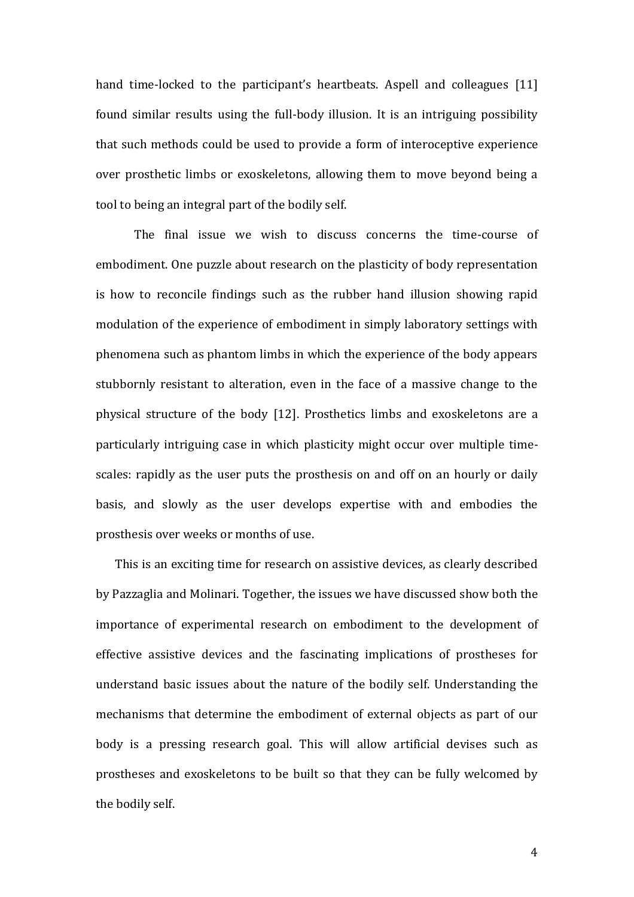hand time-locked to the participant's heartbeats. Aspell and colleagues [11] found similar results using the full-body illusion. It is an intriguing possibility that such methods could be used to provide a form of interoceptive experience over prosthetic limbs or exoskeletons, allowing them to move beyond being a tool to being an integral part of the bodily self.

The final issue we wish to discuss concerns the time-course of embodiment. One puzzle about research on the plasticity of body representation is how to reconcile findings such as the rubber hand illusion showing rapid modulation of the experience of embodiment in simply laboratory settings with phenomena such as phantom limbs in which the experience of the body appears stubbornly resistant to alteration, even in the face of a massive change to the physical structure of the body [12]. Prosthetics limbs and exoskeletons are a particularly intriguing case in which plasticity might occur over multiple time-scales: rapidly as the user puts the prosthesis on and off on an hourly or daily basis, and slowly as the user develops expertise with and embodies the prosthesis over weeks or months of use.

This is an exciting time for research on assistive devices, as clearly described by Pazzaglia and Molinari. Together, the issues we have discussed show both the importance of experimental research on embodiment to the development of effective assistive devices and the fascinating implications of prostheses for understand basic issues about the nature of the bodily self. Understanding the mechanisms that determine the embodiment of external objects as part of our body is a pressing research goal. This will allow artificial devises such as prostheses and exoskeletons to be built so that they can be fully welcomed by the bodily self.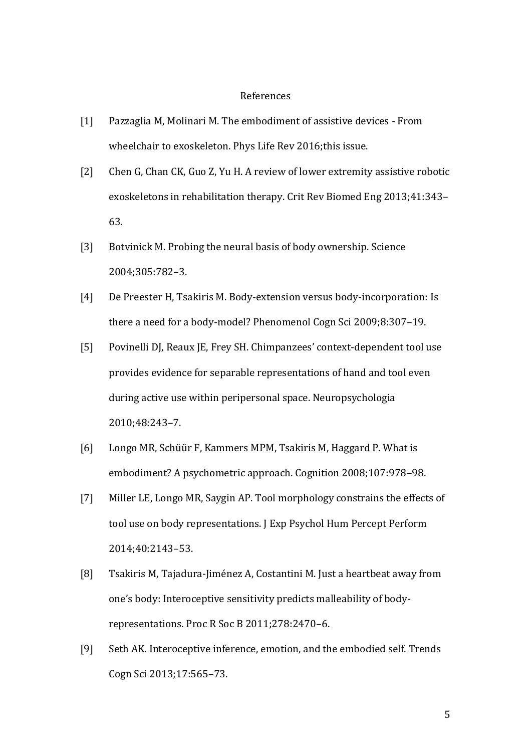## References

[1] Pazzaglia M, Molinari M. The embodiment of assistive devices - From wheelchair to exoskeleton. Phys Life Rev 2016;this issue.

[2] Chen G, Chan CK, Guo Z, Yu H. A review of lower extremity assistive robotic exoskeletons in rehabilitation therapy. Crit Rev Biomed Eng 2013;41:343–63.

[3] Botvinick M. Probing the neural basis of body ownership. Science 2004;305:782–3.

[4] De Preester H, Tsakiris M. Body-extension versus body-incorporation: Is there a need for a body-model? Phenomenol Cogn Sci 2009;8:307–19.

[5] Povinelli DJ, Reaux JE, Frey SH. Chimpanzees' context-dependent tool use provides evidence for separable representations of hand and tool even during active use within peripersonal space. Neuropsychologia 2010;48:243–7.

[6] Longo MR, Schüür F, Kammers MPM, Tsakiris M, Haggard P. What is embodiment? A psychometric approach. Cognition 2008;107:978–98.

[7] Miller LE, Longo MR, Saygin AP. Tool morphology constrains the effects of tool use on body representations. J Exp Psychol Hum Percept Perform 2014;40:2143–53.

[8] Tsakiris M, Tajadura-Jiménez A, Costantini M. Just a heartbeat away from one's body: Interoceptive sensitivity predicts malleability of body-representations. Proc R Soc B 2011;278:2470–6.

[9] Seth AK. Interoceptive inference, emotion, and the embodied self. Trends Cogn Sci 2013;17:565–73.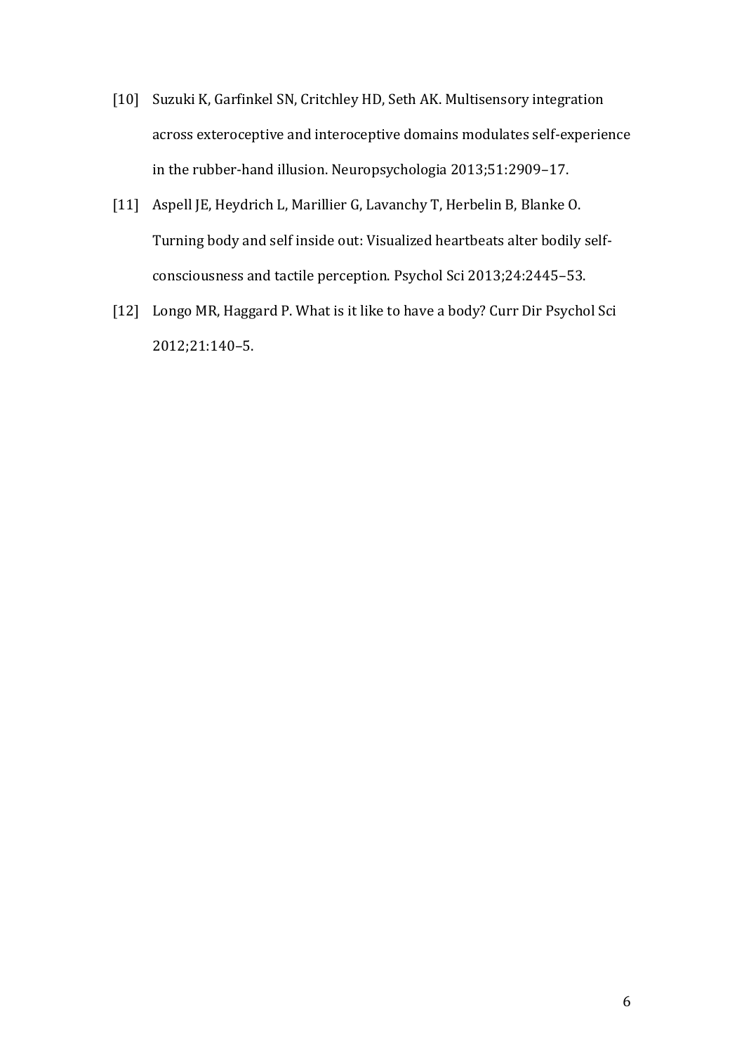[10] Suzuki K, Garfinkel SN, Critchley HD, Seth AK. Multisensory integration across exteroceptive and interoceptive domains modulates self-experience in the rubber-hand illusion. Neuropsychologia 2013;51:2909–17.

[11] Aspell JE, Heydrich L, Marillier G, Lavanchy T, Herbelin B, Blanke O. Turning body and self inside out: Visualized heartbeats alter bodily self-consciousness and tactile perception. Psychol Sci 2013;24:2445–53.

[12] Longo MR, Haggard P. What is it like to have a body? Curr Dir Psychol Sci 2012;21:140–5.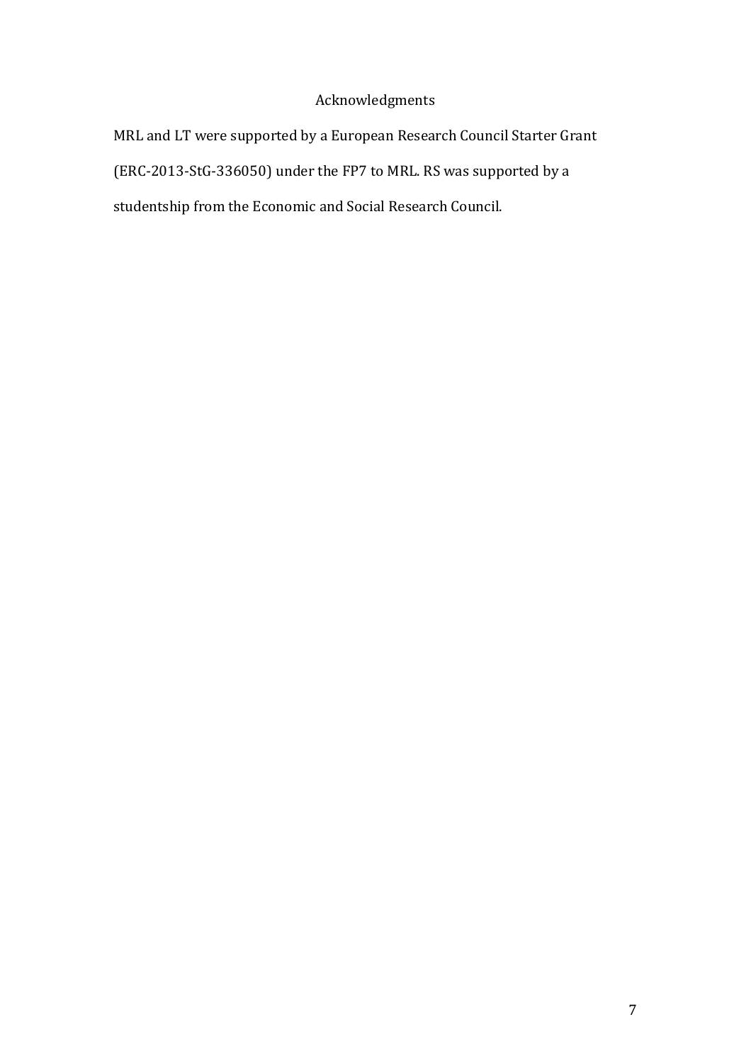## Acknowledgments

MRL and LT were supported by a European Research Council Starter Grant (ERC-2013-StG-336050) under the FP7 to MRL. RS was supported by a studentship from the Economic and Social Research Council.